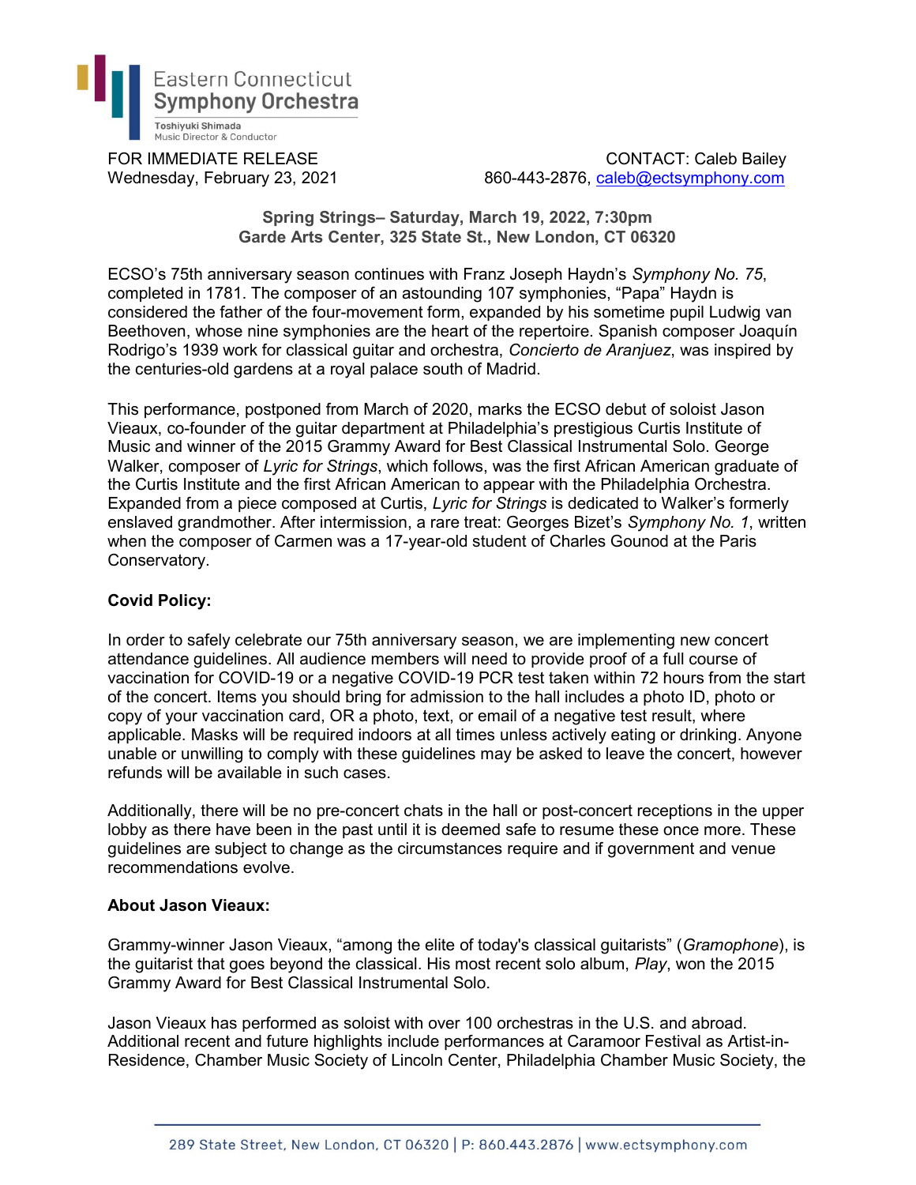Eastern Connecticut
Symphony Orchestra
Toshiyuki Shimada
Music Director & Conductor

FOR IMMEDIATE RELEASE
Wednesday, February 23, 2021

CONTACT: Caleb Bailey
860-443-2876, caleb@ectsymphony.com

**Spring Strings– Saturday, March 19, 2022, 7:30pm**
**Garde Arts Center, 325 State St., New London, CT 06320**

ECSO's 75th anniversary season continues with Franz Joseph Haydn's *Symphony No. 75*, completed in 1781. The composer of an astounding 107 symphonies, "Papa" Haydn is considered the father of the four-movement form, expanded by his sometime pupil Ludwig van Beethoven, whose nine symphonies are the heart of the repertoire. Spanish composer Joaquín Rodrigo's 1939 work for classical guitar and orchestra, *Concierto de Aranjuez*, was inspired by the centuries-old gardens at a royal palace south of Madrid.

This performance, postponed from March of 2020, marks the ECSO debut of soloist Jason Vieaux, co-founder of the guitar department at Philadelphia's prestigious Curtis Institute of Music and winner of the 2015 Grammy Award for Best Classical Instrumental Solo. George Walker, composer of *Lyric for Strings*, which follows, was the first African American graduate of the Curtis Institute and the first African American to appear with the Philadelphia Orchestra. Expanded from a piece composed at Curtis, *Lyric for Strings* is dedicated to Walker's formerly enslaved grandmother. After intermission, a rare treat: Georges Bizet's *Symphony No. 1*, written when the composer of Carmen was a 17-year-old student of Charles Gounod at the Paris Conservatory.

**Covid Policy:**

In order to safely celebrate our 75th anniversary season, we are implementing new concert attendance guidelines. All audience members will need to provide proof of a full course of vaccination for COVID-19 or a negative COVID-19 PCR test taken within 72 hours from the start of the concert. Items you should bring for admission to the hall includes a photo ID, photo or copy of your vaccination card, OR a photo, text, or email of a negative test result, where applicable. Masks will be required indoors at all times unless actively eating or drinking. Anyone unable or unwilling to comply with these guidelines may be asked to leave the concert, however refunds will be available in such cases.

Additionally, there will be no pre-concert chats in the hall or post-concert receptions in the upper lobby as there have been in the past until it is deemed safe to resume these once more. These guidelines are subject to change as the circumstances require and if government and venue recommendations evolve.

**About Jason Vieaux:**

Grammy-winner Jason Vieaux, "among the elite of today's classical guitarists" (*Gramophone*), is the guitarist that goes beyond the classical. His most recent solo album, *Play*, won the 2015 Grammy Award for Best Classical Instrumental Solo.

Jason Vieaux has performed as soloist with over 100 orchestras in the U.S. and abroad. Additional recent and future highlights include performances at Caramoor Festival as Artist-in-Residence, Chamber Music Society of Lincoln Center, Philadelphia Chamber Music Society, the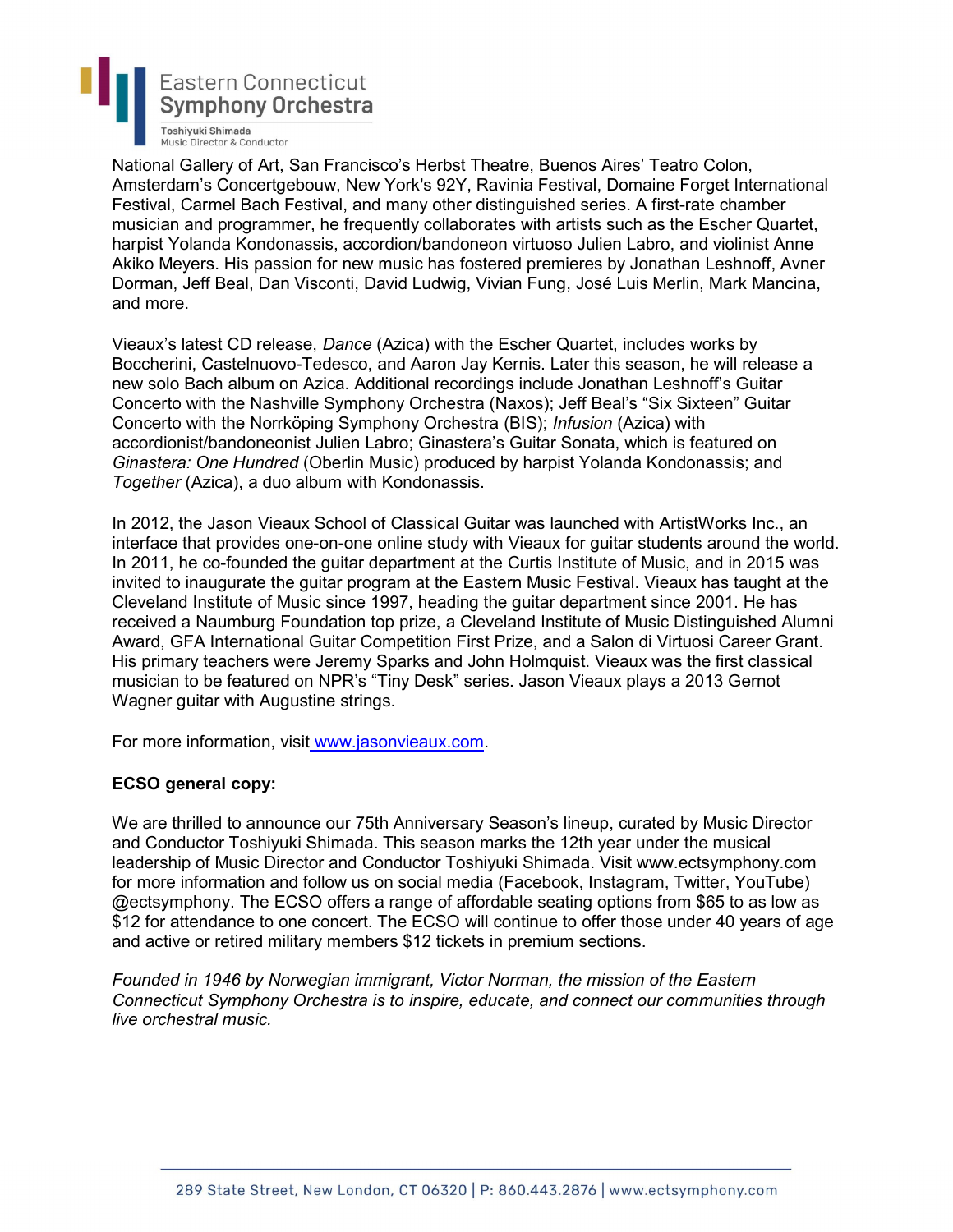National Gallery of Art, San Francisco's Herbst Theatre, Buenos Aires' Teatro Colon, Amsterdam's Concertgebouw, New York's 92Y, Ravinia Festival, Domaine Forget International Festival, Carmel Bach Festival, and many other distinguished series. A first-rate chamber musician and programmer, he frequently collaborates with artists such as the Escher Quartet, harpist Yolanda Kondonassis, accordion/bandoneon virtuoso Julien Labro, and violinist Anne Akiko Meyers. His passion for new music has fostered premieres by Jonathan Leshnoff, Avner Dorman, Jeff Beal, Dan Visconti, David Ludwig, Vivian Fung, José Luis Merlin, Mark Mancina, and more.

Vieaux's latest CD release, *Dance* (Azica) with the Escher Quartet, includes works by Boccherini, Castelnuovo-Tedesco, and Aaron Jay Kernis. Later this season, he will release a new solo Bach album on Azica. Additional recordings include Jonathan Leshnoff's Guitar Concerto with the Nashville Symphony Orchestra (Naxos); Jeff Beal's "Six Sixteen" Guitar Concerto with the Norrköping Symphony Orchestra (BIS); *Infusion* (Azica) with accordionist/bandoneonist Julien Labro; Ginastera's Guitar Sonata, which is featured on *Ginastera: One Hundred* (Oberlin Music) produced by harpist Yolanda Kondonassis; and *Together* (Azica), a duo album with Kondonassis.

In 2012, the Jason Vieaux School of Classical Guitar was launched with ArtistWorks Inc., an interface that provides one-on-one online study with Vieaux for guitar students around the world. In 2011, he co-founded the guitar department at the Curtis Institute of Music, and in 2015 was invited to inaugurate the guitar program at the Eastern Music Festival. Vieaux has taught at the Cleveland Institute of Music since 1997, heading the guitar department since 2001. He has received a Naumburg Foundation top prize, a Cleveland Institute of Music Distinguished Alumni Award, GFA International Guitar Competition First Prize, and a Salon di Virtuosi Career Grant. His primary teachers were Jeremy Sparks and John Holmquist. Vieaux was the first classical musician to be featured on NPR's "Tiny Desk" series. Jason Vieaux plays a 2013 Gernot Wagner guitar with Augustine strings.

For more information, visit www.jasonvieaux.com.

**ECSO general copy:**

We are thrilled to announce our 75th Anniversary Season's lineup, curated by Music Director and Conductor Toshiyuki Shimada. This season marks the 12th year under the musical leadership of Music Director and Conductor Toshiyuki Shimada. Visit www.ectsymphony.com for more information and follow us on social media (Facebook, Instagram, Twitter, YouTube) @ectsymphony. The ECSO offers a range of affordable seating options from $65 to as low as $12 for attendance to one concert. The ECSO will continue to offer those under 40 years of age and active or retired military members $12 tickets in premium sections.

*Founded in 1946 by Norwegian immigrant, Victor Norman, the mission of the Eastern Connecticut Symphony Orchestra is to inspire, educate, and connect our communities through live orchestral music.*